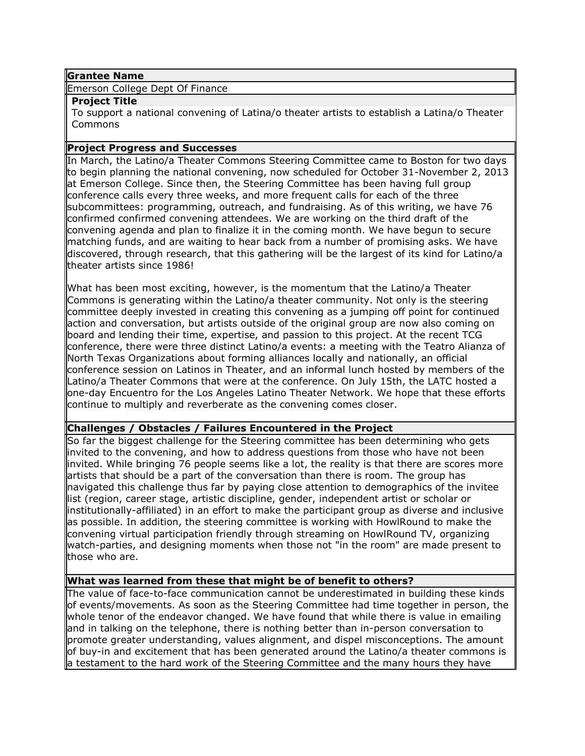**Grantee Name**

Emerson College Dept Of Finance

**Project Title**

To support a national convening of Latina/o theater artists to establish a Latina/o Theater Commons

**Project Progress and Successes**

In March, the Latino/a Theater Commons Steering Committee came to Boston for two days to begin planning the national convening, now scheduled for October 31-November 2, 2013 at Emerson College. Since then, the Steering Committee has been having full group conference calls every three weeks, and more frequent calls for each of the three subcommittees: programming, outreach, and fundraising. As of this writing, we have 76 confirmed confirmed convening attendees. We are working on the third draft of the convening agenda and plan to finalize it in the coming month. We have begun to secure matching funds, and are waiting to hear back from a number of promising asks. We have discovered, through research, that this gathering will be the largest of its kind for Latino/a theater artists since 1986!

What has been most exciting, however, is the momentum that the Latino/a Theater Commons is generating within the Latino/a theater community. Not only is the steering committee deeply invested in creating this convening as a jumping off point for continued action and conversation, but artists outside of the original group are now also coming on board and lending their time, expertise, and passion to this project. At the recent TCG conference, there were three distinct Latino/a events: a meeting with the Teatro Alianza of North Texas Organizations about forming alliances locally and nationally, an official conference session on Latinos in Theater, and an informal lunch hosted by members of the Latino/a Theater Commons that were at the conference. On July 15th, the LATC hosted a one-day Encuentro for the Los Angeles Latino Theater Network. We hope that these efforts continue to multiply and reverberate as the convening comes closer.

**Challenges / Obstacles / Failures Encountered in the Project**

So far the biggest challenge for the Steering committee has been determining who gets invited to the convening, and how to address questions from those who have not been invited. While bringing 76 people seems like a lot, the reality is that there are scores more artists that should be a part of the conversation than there is room. The group has navigated this challenge thus far by paying close attention to demographics of the invitee list (region, career stage, artistic discipline, gender, independent artist or scholar or institutionally-affiliated) in an effort to make the participant group as diverse and inclusive as possible. In addition, the steering committee is working with HowlRound to make the convening virtual participation friendly through streaming on HowlRound TV, organizing watch-parties, and designing moments when those not "in the room" are made present to those who are.

**What was learned from these that might be of benefit to others?**

The value of face-to-face communication cannot be underestimated in building these kinds of events/movements. As soon as the Steering Committee had time together in person, the whole tenor of the endeavor changed. We have found that while there is value in emailing and in talking on the telephone, there is nothing better than in-person conversation to promote greater understanding, values alignment, and dispel misconceptions. The amount of buy-in and excitement that has been generated around the Latino/a theater commons is a testament to the hard work of the Steering Committee and the many hours they have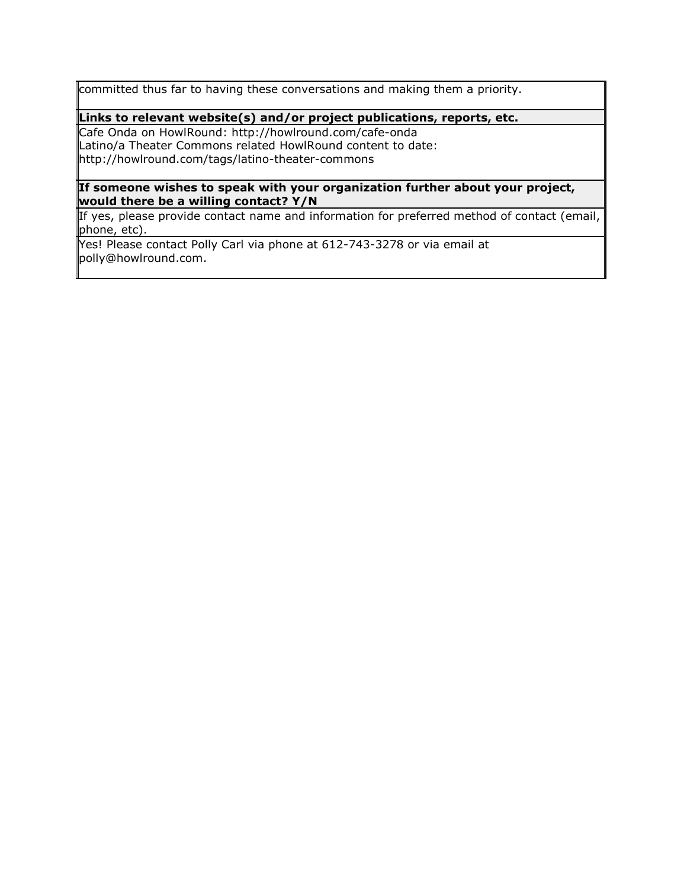committed thus far to having these conversations and making them a priority.

**Links to relevant website(s) and/or project publications, reports, etc.**

Cafe Onda on HowlRound: http://howlround.com/cafe-onda
Latino/a Theater Commons related HowlRound content to date:
http://howlround.com/tags/latino-theater-commons

**If someone wishes to speak with your organization further about your project, would there be a willing contact? Y/N**

If yes, please provide contact name and information for preferred method of contact (email, phone, etc).

Yes! Please contact Polly Carl via phone at 612-743-3278 or via email at polly@howlround.com.